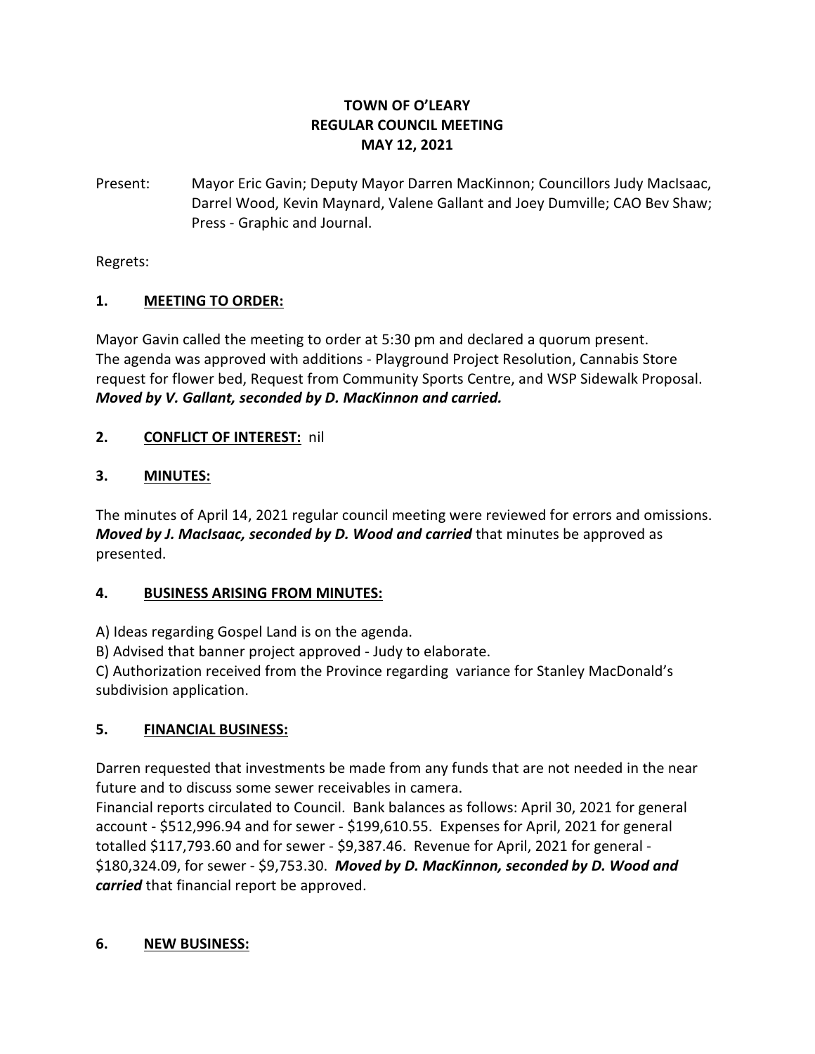# TOWN OF O'LEARY
## REGULAR COUNCIL MEETING
## MAY 12, 2021

Present: Mayor Eric Gavin; Deputy Mayor Darren MacKinnon; Councillors Judy MacIsaac, Darrel Wood, Kevin Maynard, Valene Gallant and Joey Dumville; CAO Bev Shaw; Press - Graphic and Journal.

Regrets:

### 1. MEETING TO ORDER:

Mayor Gavin called the meeting to order at 5:30 pm and declared a quorum present.
The agenda was approved with additions - Playground Project Resolution, Cannabis Store request for flower bed, Request from Community Sports Centre, and WSP Sidewalk Proposal.
***Moved by V. Gallant, seconded by D. MacKinnon and carried.***

### 2. CONFLICT OF INTEREST: nil

### 3. MINUTES:

The minutes of April 14, 2021 regular council meeting were reviewed for errors and omissions.
***Moved by J. MacIsaac, seconded by D. Wood and carried*** that minutes be approved as presented.

### 4. BUSINESS ARISING FROM MINUTES:

A) Ideas regarding Gospel Land is on the agenda.
B) Advised that banner project approved - Judy to elaborate.
C) Authorization received from the Province regarding variance for Stanley MacDonald's subdivision application.

### 5. FINANCIAL BUSINESS:

Darren requested that investments be made from any funds that are not needed in the near future and to discuss some sewer receivables in camera.
Financial reports circulated to Council. Bank balances as follows: April 30, 2021 for general account - $512,996.94 and for sewer - $199,610.55. Expenses for April, 2021 for general totalled $117,793.60 and for sewer - $9,387.46. Revenue for April, 2021 for general - $180,324.09, for sewer - $9,753.30. ***Moved by D. MacKinnon, seconded by D. Wood and carried*** that financial report be approved.

### 6. NEW BUSINESS: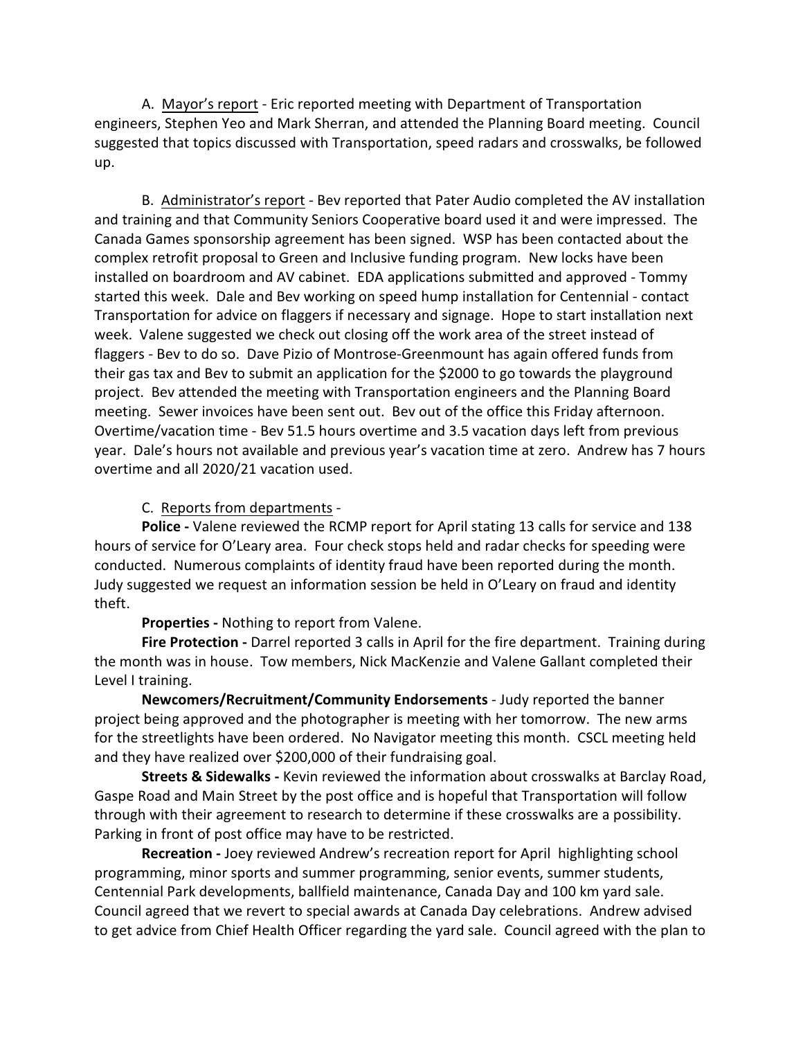A. Mayor's report - Eric reported meeting with Department of Transportation engineers, Stephen Yeo and Mark Sherran, and attended the Planning Board meeting. Council suggested that topics discussed with Transportation, speed radars and crosswalks, be followed up.

B. Administrator's report - Bev reported that Pater Audio completed the AV installation and training and that Community Seniors Cooperative board used it and were impressed. The Canada Games sponsorship agreement has been signed. WSP has been contacted about the complex retrofit proposal to Green and Inclusive funding program. New locks have been installed on boardroom and AV cabinet. EDA applications submitted and approved - Tommy started this week. Dale and Bev working on speed hump installation for Centennial - contact Transportation for advice on flaggers if necessary and signage. Hope to start installation next week. Valene suggested we check out closing off the work area of the street instead of flaggers - Bev to do so. Dave Pizio of Montrose-Greenmount has again offered funds from their gas tax and Bev to submit an application for the $2000 to go towards the playground project. Bev attended the meeting with Transportation engineers and the Planning Board meeting. Sewer invoices have been sent out. Bev out of the office this Friday afternoon. Overtime/vacation time - Bev 51.5 hours overtime and 3.5 vacation days left from previous year. Dale's hours not available and previous year's vacation time at zero. Andrew has 7 hours overtime and all 2020/21 vacation used.

C. Reports from departments -

**Police -** Valene reviewed the RCMP report for April stating 13 calls for service and 138 hours of service for O'Leary area. Four check stops held and radar checks for speeding were conducted. Numerous complaints of identity fraud have been reported during the month. Judy suggested we request an information session be held in O'Leary on fraud and identity theft.

**Properties -** Nothing to report from Valene.

**Fire Protection -** Darrel reported 3 calls in April for the fire department. Training during the month was in house. Tow members, Nick MacKenzie and Valene Gallant completed their Level I training.

**Newcomers/Recruitment/Community Endorsements** - Judy reported the banner project being approved and the photographer is meeting with her tomorrow. The new arms for the streetlights have been ordered. No Navigator meeting this month. CSCL meeting held and they have realized over $200,000 of their fundraising goal.

**Streets & Sidewalks -** Kevin reviewed the information about crosswalks at Barclay Road, Gaspe Road and Main Street by the post office and is hopeful that Transportation will follow through with their agreement to research to determine if these crosswalks are a possibility. Parking in front of post office may have to be restricted.

**Recreation -** Joey reviewed Andrew's recreation report for April highlighting school programming, minor sports and summer programming, senior events, summer students, Centennial Park developments, ballfield maintenance, Canada Day and 100 km yard sale. Council agreed that we revert to special awards at Canada Day celebrations. Andrew advised to get advice from Chief Health Officer regarding the yard sale. Council agreed with the plan to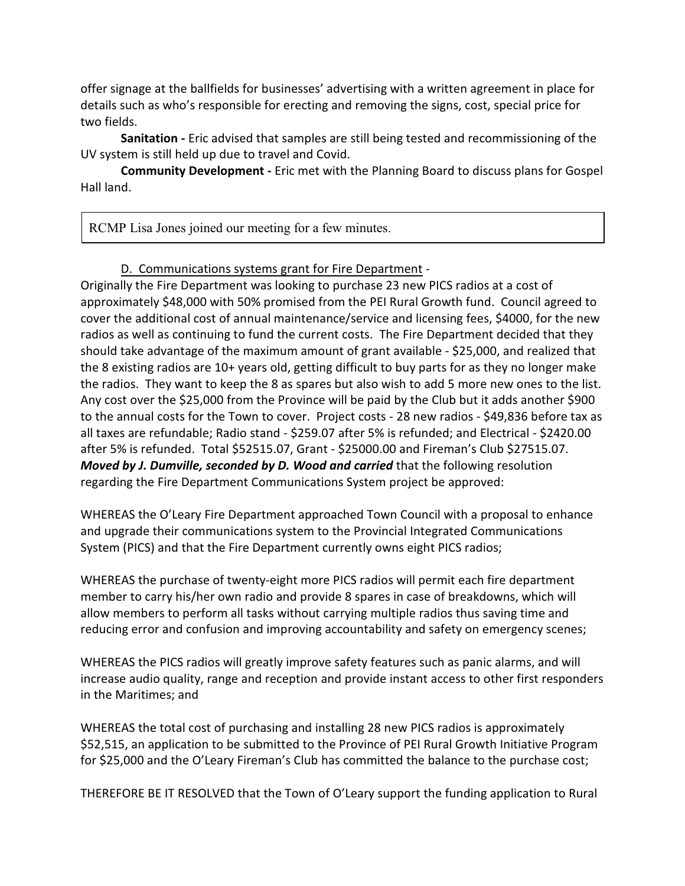offer signage at the ballfields for businesses' advertising with a written agreement in place for details such as who's responsible for erecting and removing the signs, cost, special price for two fields.

**Sanitation -** Eric advised that samples are still being tested and recommissioning of the UV system is still held up due to travel and Covid.

**Community Development -** Eric met with the Planning Board to discuss plans for Gospel Hall land.

RCMP Lisa Jones joined our meeting for a few minutes.

D. Communications systems grant for Fire Department -

Originally the Fire Department was looking to purchase 23 new PICS radios at a cost of approximately $48,000 with 50% promised from the PEI Rural Growth fund. Council agreed to cover the additional cost of annual maintenance/service and licensing fees, $4000, for the new radios as well as continuing to fund the current costs. The Fire Department decided that they should take advantage of the maximum amount of grant available - $25,000, and realized that the 8 existing radios are 10+ years old, getting difficult to buy parts for as they no longer make the radios. They want to keep the 8 as spares but also wish to add 5 more new ones to the list. Any cost over the $25,000 from the Province will be paid by the Club but it adds another $900 to the annual costs for the Town to cover. Project costs - 28 new radios - $49,836 before tax as all taxes are refundable; Radio stand - $259.07 after 5% is refunded; and Electrical - $2420.00 after 5% is refunded. Total $52515.07, Grant - $25000.00 and Fireman's Club $27515.07. ***Moved by J. Dumville, seconded by D. Wood and carried*** that the following resolution regarding the Fire Department Communications System project be approved:

WHEREAS the O'Leary Fire Department approached Town Council with a proposal to enhance and upgrade their communications system to the Provincial Integrated Communications System (PICS) and that the Fire Department currently owns eight PICS radios;

WHEREAS the purchase of twenty-eight more PICS radios will permit each fire department member to carry his/her own radio and provide 8 spares in case of breakdowns, which will allow members to perform all tasks without carrying multiple radios thus saving time and reducing error and confusion and improving accountability and safety on emergency scenes;

WHEREAS the PICS radios will greatly improve safety features such as panic alarms, and will increase audio quality, range and reception and provide instant access to other first responders in the Maritimes; and

WHEREAS the total cost of purchasing and installing 28 new PICS radios is approximately $52,515, an application to be submitted to the Province of PEI Rural Growth Initiative Program for $25,000 and the O'Leary Fireman's Club has committed the balance to the purchase cost;

THEREFORE BE IT RESOLVED that the Town of O'Leary support the funding application to Rural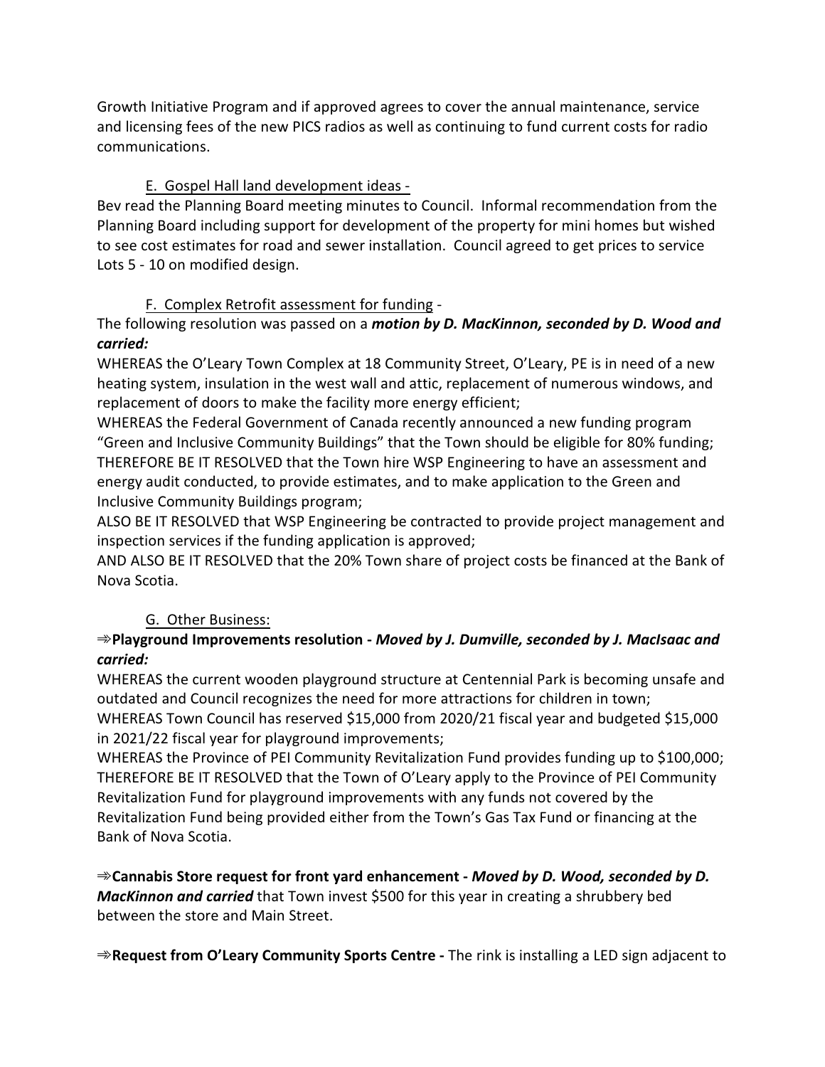Growth Initiative Program and if approved agrees to cover the annual maintenance, service and licensing fees of the new PICS radios as well as continuing to fund current costs for radio communications.

E. Gospel Hall land development ideas -

Bev read the Planning Board meeting minutes to Council. Informal recommendation from the Planning Board including support for development of the property for mini homes but wished to see cost estimates for road and sewer installation. Council agreed to get prices to service Lots 5 - 10 on modified design.

F. Complex Retrofit assessment for funding -

The following resolution was passed on a ***motion by D. MacKinnon, seconded by D. Wood and carried:***

WHEREAS the O'Leary Town Complex at 18 Community Street, O'Leary, PE is in need of a new heating system, insulation in the west wall and attic, replacement of numerous windows, and replacement of doors to make the facility more energy efficient;

WHEREAS the Federal Government of Canada recently announced a new funding program "Green and Inclusive Community Buildings" that the Town should be eligible for 80% funding;

THEREFORE BE IT RESOLVED that the Town hire WSP Engineering to have an assessment and energy audit conducted, to provide estimates, and to make application to the Green and Inclusive Community Buildings program;

ALSO BE IT RESOLVED that WSP Engineering be contracted to provide project management and inspection services if the funding application is approved;

AND ALSO BE IT RESOLVED that the 20% Town share of project costs be financed at the Bank of Nova Scotia.

G. Other Business:

⇛**Playground Improvements resolution -** ***Moved by J. Dumville, seconded by J. MacIsaac and carried:***

WHEREAS the current wooden playground structure at Centennial Park is becoming unsafe and outdated and Council recognizes the need for more attractions for children in town;

WHEREAS Town Council has reserved $15,000 from 2020/21 fiscal year and budgeted $15,000 in 2021/22 fiscal year for playground improvements;

WHEREAS the Province of PEI Community Revitalization Fund provides funding up to $100,000;

THEREFORE BE IT RESOLVED that the Town of O'Leary apply to the Province of PEI Community Revitalization Fund for playground improvements with any funds not covered by the Revitalization Fund being provided either from the Town's Gas Tax Fund or financing at the Bank of Nova Scotia.

⇛**Cannabis Store request for front yard enhancement -** ***Moved by D. Wood, seconded by D. MacKinnon and carried*** that Town invest $500 for this year in creating a shrubbery bed between the store and Main Street.

⇛**Request from O'Leary Community Sports Centre -** The rink is installing a LED sign adjacent to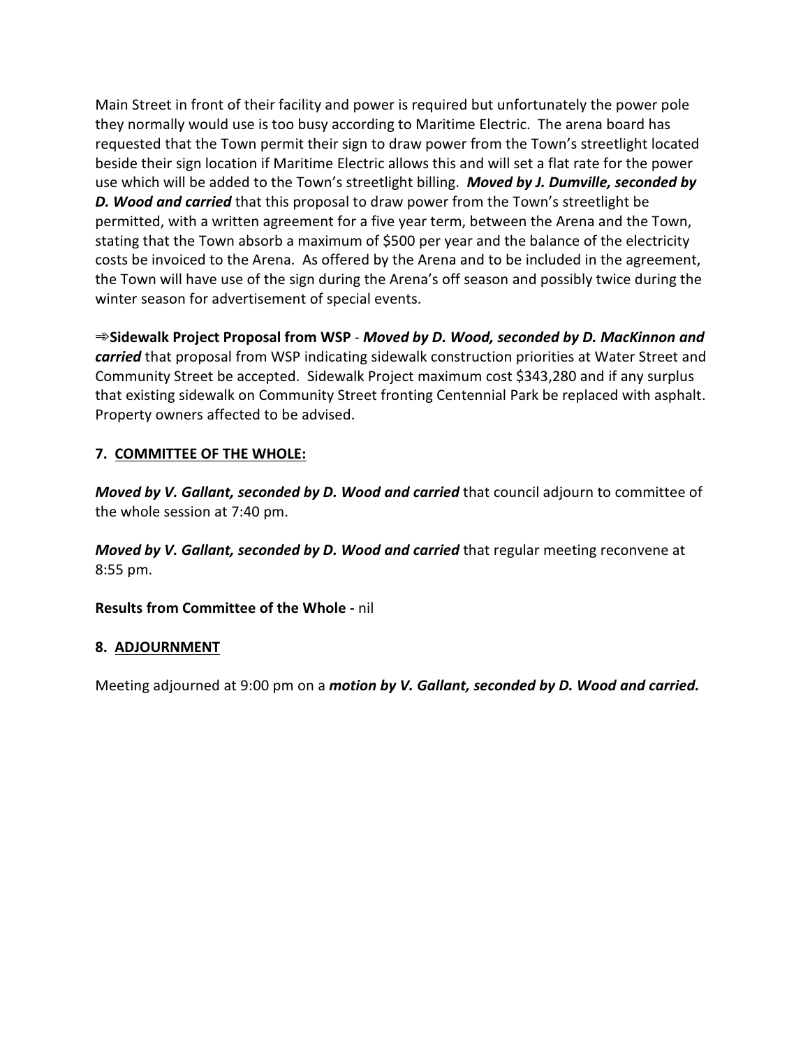Main Street in front of their facility and power is required but unfortunately the power pole they normally would use is too busy according to Maritime Electric. The arena board has requested that the Town permit their sign to draw power from the Town's streetlight located beside their sign location if Maritime Electric allows this and will set a flat rate for the power use which will be added to the Town's streetlight billing. ***Moved by J. Dumville, seconded by D. Wood and carried*** that this proposal to draw power from the Town's streetlight be permitted, with a written agreement for a five year term, between the Arena and the Town, stating that the Town absorb a maximum of $500 per year and the balance of the electricity costs be invoiced to the Arena. As offered by the Arena and to be included in the agreement, the Town will have use of the sign during the Arena's off season and possibly twice during the winter season for advertisement of special events.

⇛**Sidewalk Project Proposal from WSP** - ***Moved by D. Wood, seconded by D. MacKinnon and carried*** that proposal from WSP indicating sidewalk construction priorities at Water Street and Community Street be accepted. Sidewalk Project maximum cost $343,280 and if any surplus that existing sidewalk on Community Street fronting Centennial Park be replaced with asphalt. Property owners affected to be advised.

**7. <u>COMMITTEE OF THE WHOLE:</u>**

***Moved by V. Gallant, seconded by D. Wood and carried*** that council adjourn to committee of the whole session at 7:40 pm.

***Moved by V. Gallant, seconded by D. Wood and carried*** that regular meeting reconvene at 8:55 pm.

**Results from Committee of the Whole -** nil

**8. <u>ADJOURNMENT</u>**

Meeting adjourned at 9:00 pm on a ***motion by V. Gallant, seconded by D. Wood and carried.***